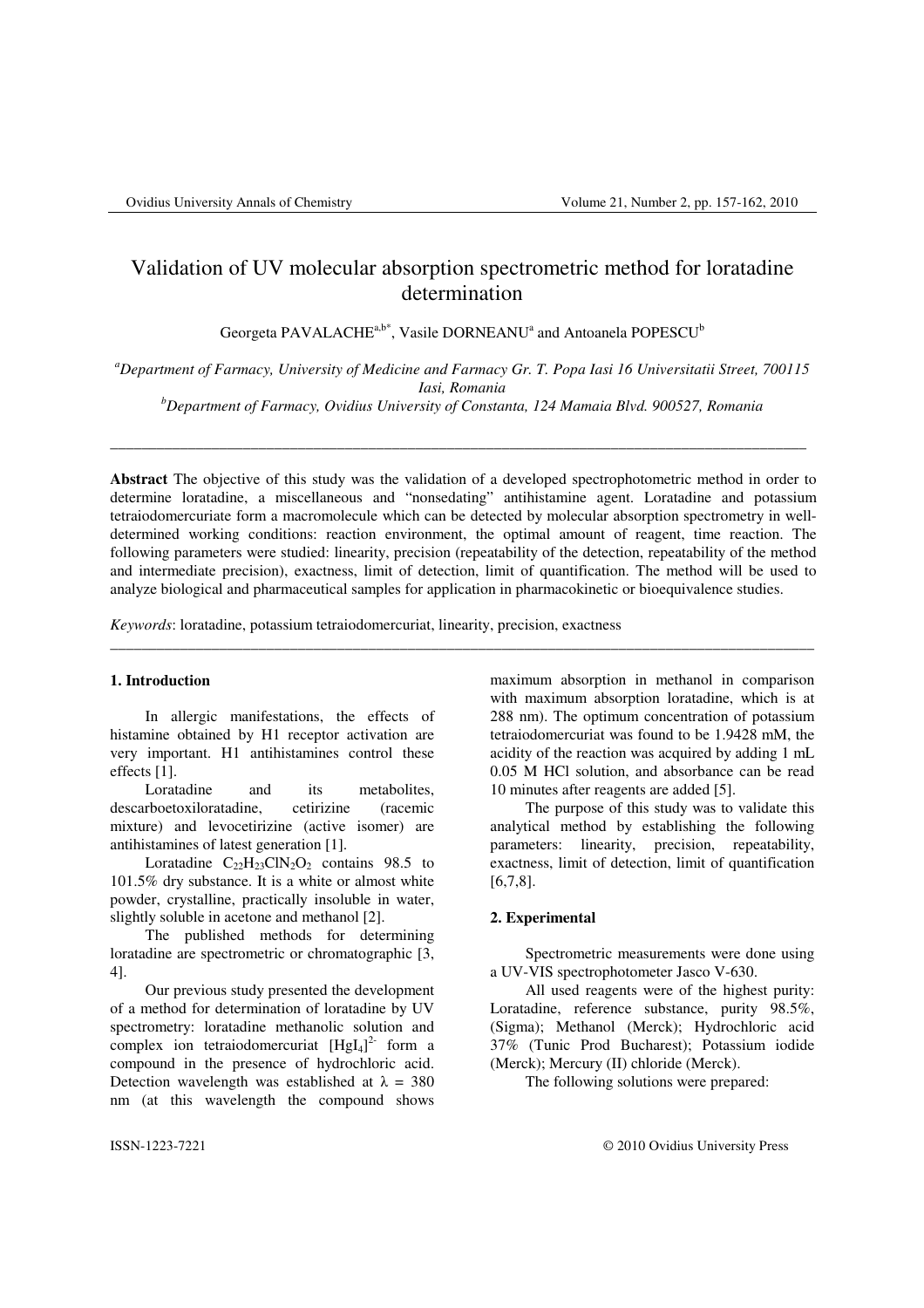# Validation of UV molecular absorption spectrometric method for loratadine determination

Georgeta PAVALACHE[a,b*], Vasile DORNEANU[a] and Antoanela POPESCU[b]

[a]*Department of Farmacy, University of Medicine and Farmacy Gr. T. Popa Iasi 16 Universitatii Street, 700115 Iasi, Romania*

[b]*Department of Farmacy, Ovidius University of Constanta, 124 Mamaia Blvd. 900527, Romania*

---

**Abstract** The objective of this study was the validation of a developed spectrophotometric method in order to determine loratadine, a miscellaneous and "nonsedating" antihistamine agent. Loratadine and potassium tetraiodomercuriate form a macromolecule which can be detected by molecular absorption spectrometry in well-determined working conditions: reaction environment, the optimal amount of reagent, time reaction. The following parameters were studied: linearity, precision (repeatability of the detection, repeatability of the method and intermediate precision), exactness, limit of detection, limit of quantification. The method will be used to analyze biological and pharmaceutical samples for application in pharmacokinetic or bioequivalence studies.

*Keywords*: loratadine, potassium tetraiodomercuriat, linearity, precision, exactness

---

## 1. Introduction

In allergic manifestations, the effects of histamine obtained by H1 receptor activation are very important. H1 antihistamines control these effects [1].

Loratadine and its metabolites, descarboetoxiloratadine, cetirizine (racemic mixture) and levocetirizine (active isomer) are antihistamines of latest generation [1].

Loratadine $C_{22}H_{23}ClN_2O_2$ contains 98.5 to 101.5% dry substance. It is a white or almost white powder, crystalline, practically insoluble in water, slightly soluble in acetone and methanol [2].

The published methods for determining loratadine are spectrometric or chromatographic [3, 4].

Our previous study presented the development of a method for determination of loratadine by UV spectrometry: loratadine methanolic solution and complex ion tetraiodomercuriat $[HgI_4]^{2-}$ form a compound in the presence of hydrochloric acid. Detection wavelength was established at $\lambda$ = 380 nm (at this wavelength the compound shows maximum absorption in methanol in comparison with maximum absorption loratadine, which is at 288 nm). The optimum concentration of potassium tetraiodomercuriat was found to be 1.9428 mM, the acidity of the reaction was acquired by adding 1 mL 0.05 M HCl solution, and absorbance can be read 10 minutes after reagents are added [5].

The purpose of this study was to validate this analytical method by establishing the following parameters: linearity, precision, repeatability, exactness, limit of detection, limit of quantification [6,7,8].

## 2. Experimental

Spectrometric measurements were done using a UV-VIS spectrophotometer Jasco V-630.

All used reagents were of the highest purity: Loratadine, reference substance, purity 98.5%, (Sigma); Methanol (Merck); Hydrochloric acid 37% (Tunic Prod Bucharest); Potassium iodide (Merck); Mercury (II) chloride (Merck).

The following solutions were prepared: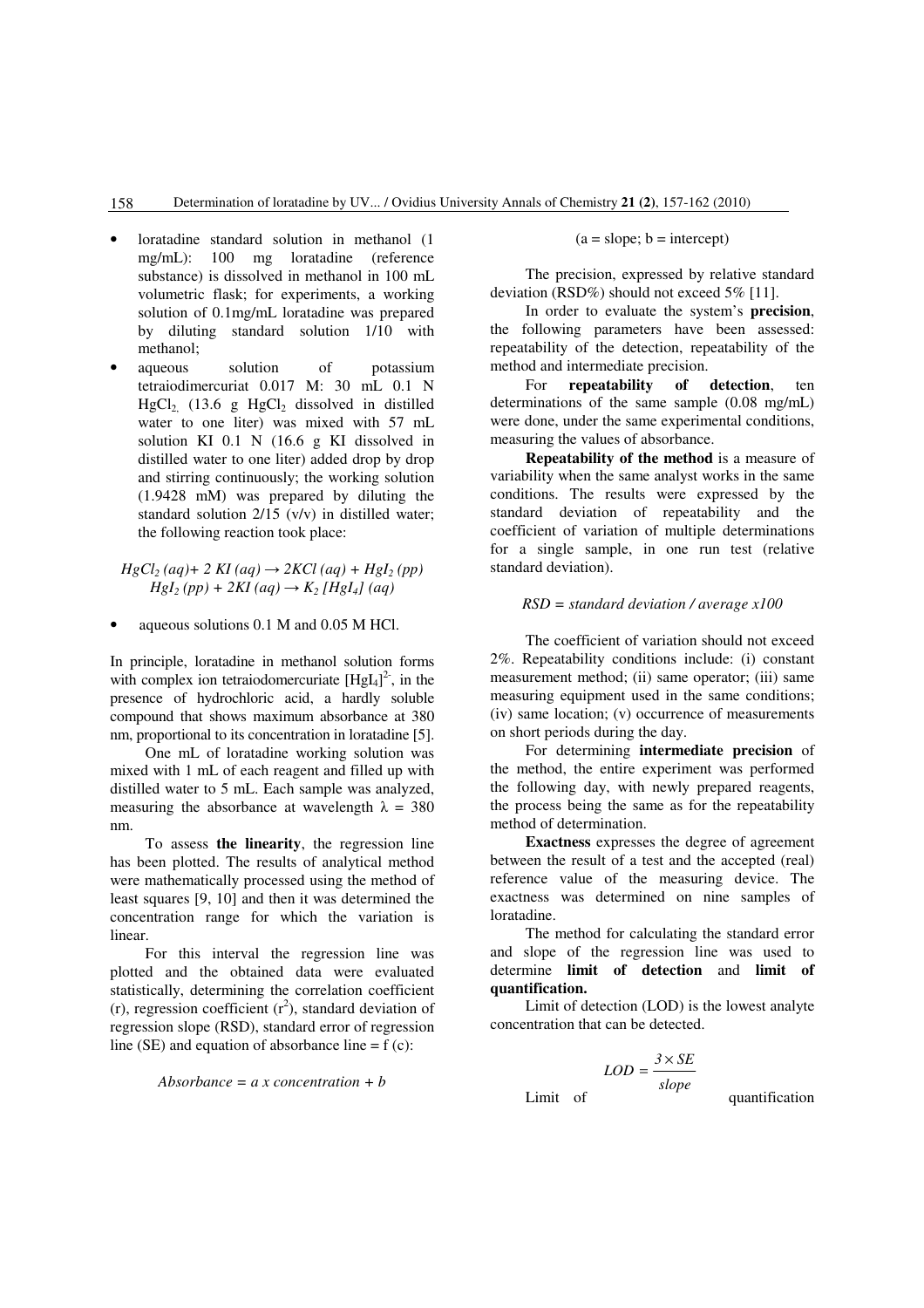- loratadine standard solution in methanol (1 mg/mL): 100 mg loratadine (reference substance) is dissolved in methanol in 100 mL volumetric flask; for experiments, a working solution of 0.1mg/mL loratadine was prepared by diluting standard solution 1/10 with methanol;
- aqueous solution of potassium tetraiodimercuriat 0.017 M: 30 mL 0.1 N $HgCl_2$ (13.6 g $HgCl_2$ dissolved in distilled water to one liter) was mixed with 57 mL solution KI 0.1 N (16.6 g KI dissolved in distilled water to one liter) added drop by drop and stirring continuously; the working solution (1.9428 mM) was prepared by diluting the standard solution 2/15 (v/v) in distilled water; the following reaction took place:

$$HgCl_2\,(aq) + 2\,KI\,(aq) \rightarrow 2KCl\,(aq) + HgI_2\,(pp)$$
$$HgI_2\,(pp) + 2KI\,(aq) \rightarrow K_2\,[HgI_4]\,(aq)$$

- aqueous solutions 0.1 M and 0.05 M HCl.

In principle, loratadine in methanol solution forms with complex ion tetraiodomercuriate $[HgI_4]^{2-}$, in the presence of hydrochloric acid, a hardly soluble compound that shows maximum absorbance at 380 nm, proportional to its concentration in loratadine [5].

One mL of loratadine working solution was mixed with 1 mL of each reagent and filled up with distilled water to 5 mL. Each sample was analyzed, measuring the absorbance at wavelength $\lambda$ = 380 nm.

To assess **the linearity**, the regression line has been plotted. The results of analytical method were mathematically processed using the method of least squares [9, 10] and then it was determined the concentration range for which the variation is linear.

For this interval the regression line was plotted and the obtained data were evaluated statistically, determining the correlation coefficient (r), regression coefficient ($r^2$), standard deviation of regression slope (RSD), standard error of regression line (SE) and equation of absorbance line = f (c):

$$Absorbance = a \times concentration + b$$

(a = slope; b = intercept)

The precision, expressed by relative standard deviation (RSD%) should not exceed 5% [11].

In order to evaluate the system's **precision**, the following parameters have been assessed: repeatability of the detection, repeatability of the method and intermediate precision.

For **repeatability of detection**, ten determinations of the same sample (0.08 mg/mL) were done, under the same experimental conditions, measuring the values of absorbance.

**Repeatability of the method** is a measure of variability when the same analyst works in the same conditions. The results were expressed by the standard deviation of repeatability and the coefficient of variation of multiple determinations for a single sample, in one run test (relative standard deviation).

$$RSD = standard\ deviation\ /\ average \times 100$$

The coefficient of variation should not exceed 2%. Repeatability conditions include: (i) constant measurement method; (ii) same operator; (iii) same measuring equipment used in the same conditions; (iv) same location; (v) occurrence of measurements on short periods during the day.

For determining **intermediate precision** of the method, the entire experiment was performed the following day, with newly prepared reagents, the process being the same as for the repeatability method of determination.

**Exactness** expresses the degree of agreement between the result of a test and the accepted (real) reference value of the measuring device. The exactness was determined on nine samples of loratadine.

The method for calculating the standard error and slope of the regression line was used to determine **limit of detection** and **limit of quantification.**

Limit of detection (LOD) is the lowest analyte concentration that can be detected.

$$LOD = \frac{3 \times SE}{slope}$$

Limit of quantification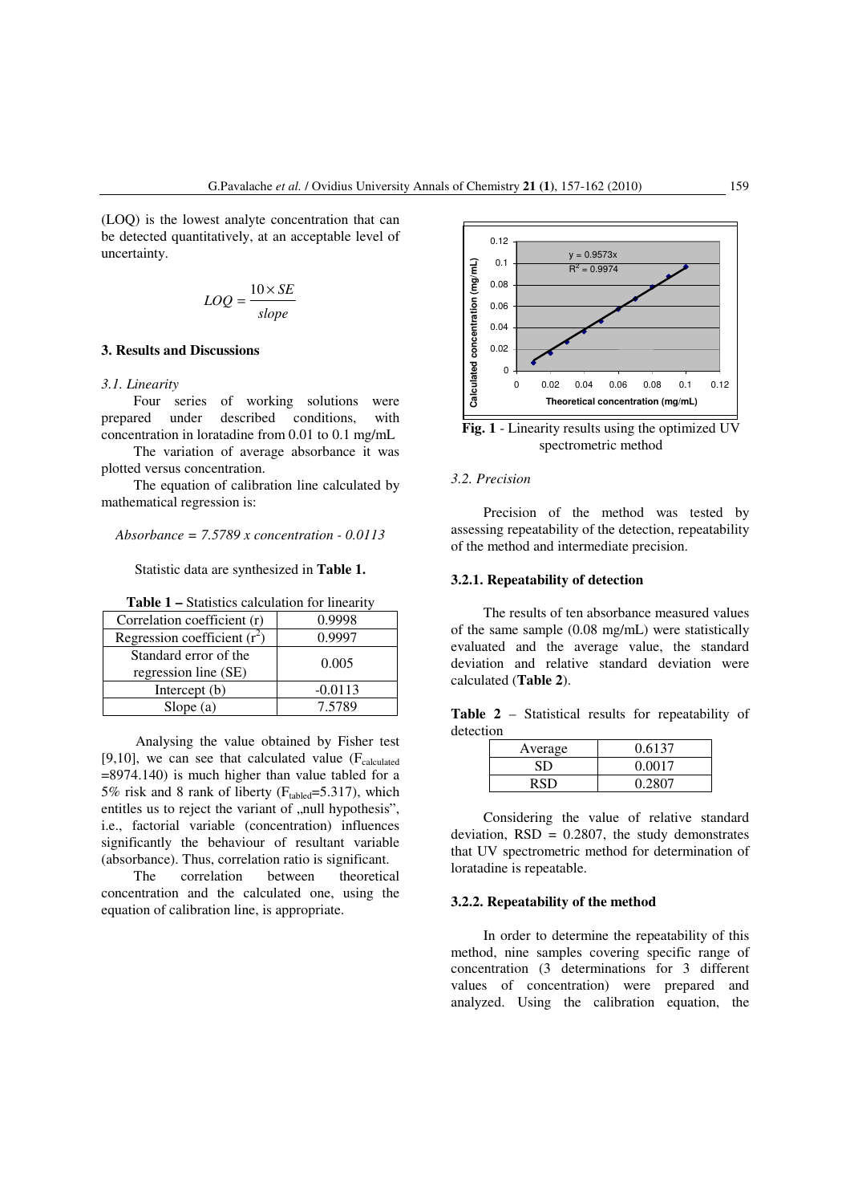(LOQ) is the lowest analyte concentration that can be detected quantitatively, at an acceptable level of uncertainty.

$$LOQ = \frac{10 \times SE}{slope}$$

## 3. Results and Discussions

### *3.1. Linearity*

Four series of working solutions were prepared under described conditions, with concentration in loratadine from 0.01 to 0.1 mg/mL

The variation of average absorbance it was plotted versus concentration.

The equation of calibration line calculated by mathematical regression is:

*Absorbance = 7.5789 x concentration - 0.0113*

Statistic data are synthesized in **Table 1.**

**Table 1 –** Statistics calculation for linearity

| Correlation coefficient (r) | 0.9998 |
|---|---|
| Regression coefficient ($r^2$) | 0.9997 |
| Standard error of the regression line (SE) | 0.005 |
| Intercept (b) | -0.0113 |
| Slope (a) | 7.5789 |

Analysing the value obtained by Fisher test [9,10], we can see that calculated value ($F_{calculated}$ =8974.140) is much higher than value tabled for a 5% risk and 8 rank of liberty ($F_{tabled}$=5.317), which entitles us to reject the variant of „null hypothesis", i.e., factorial variable (concentration) influences significantly the behaviour of resultant variable (absorbance). Thus, correlation ratio is significant.

The correlation between theoretical concentration and the calculated one, using the equation of calibration line, is appropriate.

**Fig. 1** - Linearity results using the optimized UV spectrometric method

### *3.2. Precision*

Precision of the method was tested by assessing repeatability of the detection, repeatability of the method and intermediate precision.

#### 3.2.1. Repeatability of detection

The results of ten absorbance measured values of the same sample (0.08 mg/mL) were statistically evaluated and the average value, the standard deviation and relative standard deviation were calculated (**Table 2**).

**Table 2** – Statistical results for repeatability of detection

| Average | 0.6137 |
|---|---|
| SD | 0.0017 |
| RSD | 0.2807 |

Considering the value of relative standard deviation, RSD = 0.2807, the study demonstrates that UV spectrometric method for determination of loratadine is repeatable.

#### 3.2.2. Repeatability of the method

In order to determine the repeatability of this method, nine samples covering specific range of concentration (3 determinations for 3 different values of concentration) were prepared and analyzed. Using the calibration equation, the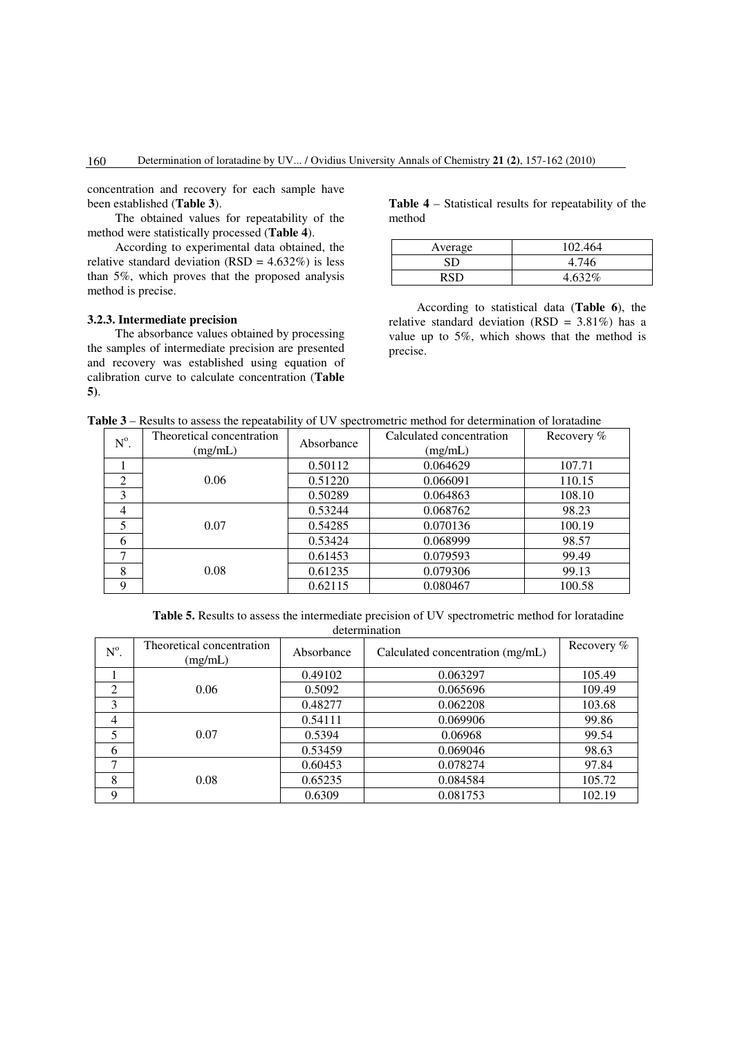concentration and recovery for each sample have been established (**Table 3**).

The obtained values for repeatability of the method were statistically processed (**Table 4**).

According to experimental data obtained, the relative standard deviation (RSD = 4.632%) is less than 5%, which proves that the proposed analysis method is precise.

### 3.2.3. Intermediate precision

The absorbance values obtained by processing the samples of intermediate precision are presented and recovery was established using equation of calibration curve to calculate concentration (**Table 5**).

**Table 4** – Statistical results for repeatability of the method

| Average | 102.464 |
|---|---|
| SD | 4.746 |
| RSD | 4.632% |

According to statistical data (**Table 6**), the relative standard deviation (RSD = 3.81%) has a value up to 5%, which shows that the method is precise.

**Table 3** – Results to assess the repeatability of UV spectrometric method for determination of loratadine

| N°. | Theoretical concentration (mg/mL) | Absorbance | Calculated concentration (mg/mL) | Recovery % |
|---|---|---|---|---|
| 1 | 0.06 | 0.50112 | 0.064629 | 107.71 |
| 2 | | 0.51220 | 0.066091 | 110.15 |
| 3 | | 0.50289 | 0.064863 | 108.10 |
| 4 | 0.07 | 0.53244 | 0.068762 | 98.23 |
| 5 | | 0.54285 | 0.070136 | 100.19 |
| 6 | | 0.53424 | 0.068999 | 98.57 |
| 7 | 0.08 | 0.61453 | 0.079593 | 99.49 |
| 8 | | 0.61235 | 0.079306 | 99.13 |
| 9 | | 0.62115 | 0.080467 | 100.58 |

**Table 5.** Results to assess the intermediate precision of UV spectrometric method for loratadine determination

| N°. | Theoretical concentration (mg/mL) | Absorbance | Calculated concentration (mg/mL) | Recovery % |
|---|---|---|---|---|
| 1 | 0.06 | 0.49102 | 0.063297 | 105.49 |
| 2 | | 0.5092 | 0.065696 | 109.49 |
| 3 | | 0.48277 | 0.062208 | 103.68 |
| 4 | 0.07 | 0.54111 | 0.069906 | 99.86 |
| 5 | | 0.5394 | 0.06968 | 99.54 |
| 6 | | 0.53459 | 0.069046 | 98.63 |
| 7 | 0.08 | 0.60453 | 0.078274 | 97.84 |
| 8 | | 0.65235 | 0.084584 | 105.72 |
| 9 | | 0.6309 | 0.081753 | 102.19 |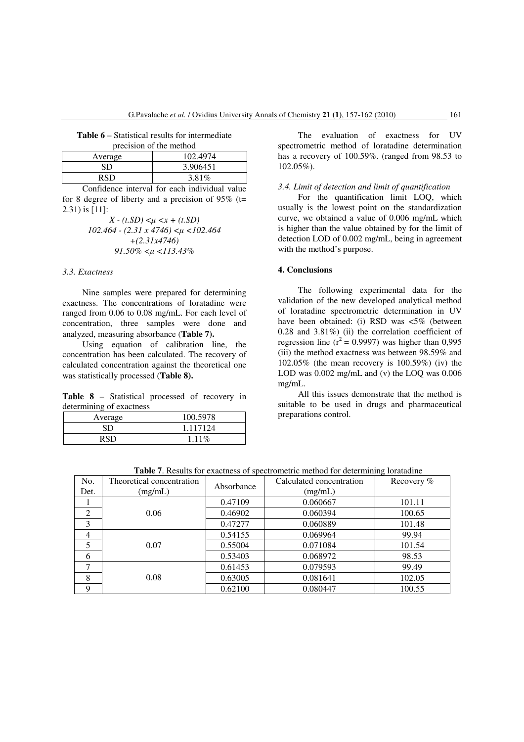**Table 6** – Statistical results for intermediate precision of the method

| Average | 102.4974 |
|---|---|
| SD | 3.906451 |
| RSD | 3.81% |

Confidence interval for each individual value for 8 degree of liberty and a precision of 95% (t= 2.31) is [11]:

$$X - (t.SD) < \mu < x + (t.SD)$$

$$102.464 - (2.31 \times 4746) < \mu < 102.464 + (2.31 \times 4746)$$

$$91.50\% < \mu < 113.43\%$$

*3.3. Exactness*

Nine samples were prepared for determining exactness. The concentrations of loratadine were ranged from 0.06 to 0.08 mg/mL. For each level of concentration, three samples were done and analyzed, measuring absorbance (**Table 7**).

Using equation of calibration line, the concentration has been calculated. The recovery of calculated concentration against the theoretical one was statistically processed (**Table 8**).

**Table 8** – Statistical processed of recovery in determining of exactness

| Average | 100.5978 |
|---|---|
| SD | 1.117124 |
| RSD | 1.11% |

The evaluation of exactness for UV spectrometric method of loratadine determination has a recovery of 100.59%. (ranged from 98.53 to 102.05%).

*3.4. Limit of detection and limit of quantification*

For the quantification limit LOQ, which usually is the lowest point on the standardization curve, we obtained a value of 0.006 mg/mL which is higher than the value obtained by for the limit of detection LOD of 0.002 mg/mL, being in agreement with the method's purpose.

## 4. Conclusions

The following experimental data for the validation of the new developed analytical method of loratadine spectrometric determination in UV have been obtained: (i) RSD was <5% (between 0.28 and 3.81%) (ii) the correlation coefficient of regression line ($r^2$ = 0.9997) was higher than 0,995 (iii) the method exactness was between 98.59% and 102.05% (the mean recovery is 100.59%) (iv) the LOD was 0.002 mg/mL and (v) the LOQ was 0.006 mg/mL.

All this issues demonstrate that the method is suitable to be used in drugs and pharmaceutical preparations control.

**Table 7**. Results for exactness of spectrometric method for determining loratadine

| No. Det. | Theoretical concentration (mg/mL) | Absorbance | Calculated concentration (mg/mL) | Recovery % |
|---|---|---|---|---|
| 1 | 0.06 | 0.47109 | 0.060667 | 101.11 |
| 2 | | 0.46902 | 0.060394 | 100.65 |
| 3 | | 0.47277 | 0.060889 | 101.48 |
| 4 | 0.07 | 0.54155 | 0.069964 | 99.94 |
| 5 | | 0.55004 | 0.071084 | 101.54 |
| 6 | | 0.53403 | 0.068972 | 98.53 |
| 7 | 0.08 | 0.61453 | 0.079593 | 99.49 |
| 8 | | 0.63005 | 0.081641 | 102.05 |
| 9 | | 0.62100 | 0.080447 | 100.55 |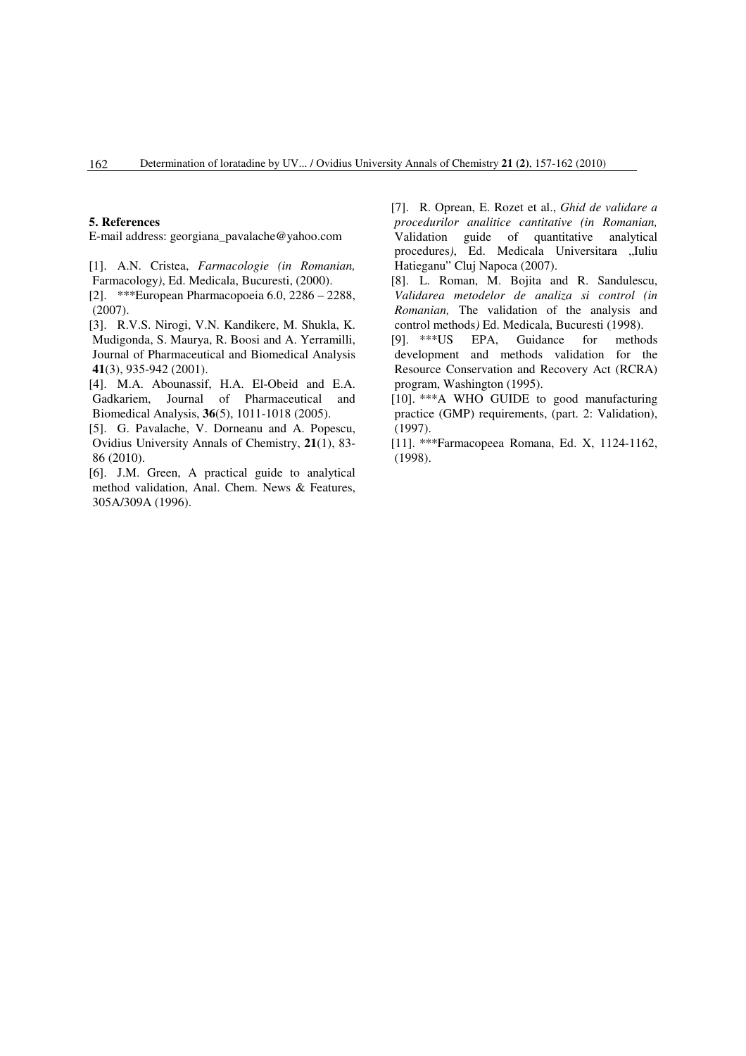## 5. References

E-mail address: georgiana_pavalache@yahoo.com

[1]. A.N. Cristea, *Farmacologie (in Romanian,* Farmacology*)*, Ed. Medicala, Bucuresti, (2000).

[2]. ***European Pharmacopoeia 6.0, 2286 – 2288, (2007).

[3]. R.V.S. Nirogi, V.N. Kandikere, M. Shukla, K. Mudigonda, S. Maurya, R. Boosi and A. Yerramilli, Journal of Pharmaceutical and Biomedical Analysis **41**(3), 935-942 (2001).

[4]. M.A. Abounassif, H.A. El-Obeid and E.A. Gadkariem, Journal of Pharmaceutical and Biomedical Analysis, **36**(5), 1011-1018 (2005).

[5]. G. Pavalache, V. Dorneanu and A. Popescu, Ovidius University Annals of Chemistry, **21**(1), 83-86 (2010).

[6]. J.M. Green, A practical guide to analytical method validation, Anal. Chem. News & Features, 305A/309A (1996).

[7]. R. Oprean, E. Rozet et al., *Ghid de validare a procedurilor analitice cantitative (in Romanian,* Validation guide of quantitative analytical procedures*)*, Ed. Medicala Universitara „Iuliu Hatieganu" Cluj Napoca (2007).

[8]. L. Roman, M. Bojita and R. Sandulescu, *Validarea metodelor de analiza si control (in Romanian,* The validation of the analysis and control methods*)* Ed. Medicala, Bucuresti (1998).

[9]. ***US EPA, Guidance for methods development and methods validation for the Resource Conservation and Recovery Act (RCRA) program, Washington (1995).

[10]. ***A WHO GUIDE to good manufacturing practice (GMP) requirements, (part. 2: Validation), (1997).

[11]. ***Farmacopeea Romana, Ed. X, 1124-1162, (1998).